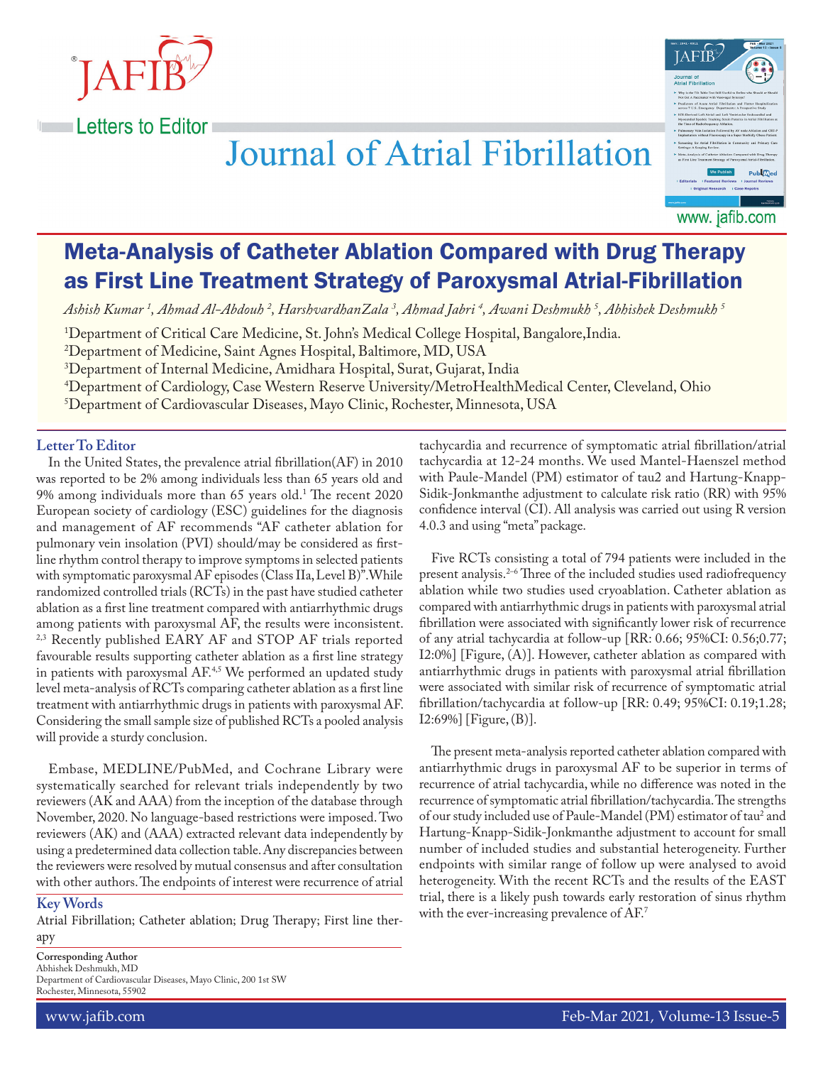Letters to Editor

# Meta-Analysis of Catheter Ablation Compared with Drug Therapy as First Line Treatment Strategy of Paroxysmal Atrial-Fibrillation

*Ashish Kumar [1], Ahmad Al-Abdouh [2], HarshvardhanZala [3], Ahmad Jabri [4], Awani Deshmukh [5], Abhishek Deshmukh [5]*

[1]Department of Critical Care Medicine, St. John's Medical College Hospital, Bangalore,India.
[2]Department of Medicine, Saint Agnes Hospital, Baltimore, MD, USA
[3]Department of Internal Medicine, Amidhara Hospital, Surat, Gujarat, India
[4]Department of Cardiology, Case Western Reserve University/MetroHealthMedical Center, Cleveland, Ohio
[5]Department of Cardiovascular Diseases, Mayo Clinic, Rochester, Minnesota, USA

## Letter To Editor

In the United States, the prevalence atrial fibrillation(AF) in 2010 was reported to be 2% among individuals less than 65 years old and 9% among individuals more than 65 years old.[1] The recent 2020 European society of cardiology (ESC) guidelines for the diagnosis and management of AF recommends "AF catheter ablation for pulmonary vein insolation (PVI) should/may be considered as first-line rhythm control therapy to improve symptoms in selected patients with symptomatic paroxysmal AF episodes (Class IIa, Level B)".While randomized controlled trials (RCTs) in the past have studied catheter ablation as a first line treatment compared with antiarrhythmic drugs among patients with paroxysmal AF, the results were inconsistent.[2,3] Recently published EARY AF and STOP AF trials reported favourable results supporting catheter ablation as a first line strategy in patients with paroxysmal AF.[4,5] We performed an updated study level meta-analysis of RCTs comparing catheter ablation as a first line treatment with antiarrhythmic drugs in patients with paroxysmal AF. Considering the small sample size of published RCTs a pooled analysis will provide a sturdy conclusion.

Embase, MEDLINE/PubMed, and Cochrane Library were systematically searched for relevant trials independently by two reviewers (AK and AAA) from the inception of the database through November, 2020. No language-based restrictions were imposed. Two reviewers (AK) and (AAA) extracted relevant data independently by using a predetermined data collection table. Any discrepancies between the reviewers were resolved by mutual consensus and after consultation with other authors. The endpoints of interest were recurrence of atrial tachycardia and recurrence of symptomatic atrial fibrillation/atrial tachycardia at 12-24 months. We used Mantel-Haenszel method with Paule-Mandel (PM) estimator of tau2 and Hartung-Knapp-Sidik-Jonkmanthe adjustment to calculate risk ratio (RR) with 95% confidence interval (CI). All analysis was carried out using R version 4.0.3 and using "meta" package.

Five RCTs consisting a total of 794 patients were included in the present analysis.[2–6] Three of the included studies used radiofrequency ablation while two studies used cryoablation. Catheter ablation as compared with antiarrhythmic drugs in patients with paroxysmal atrial fibrillation were associated with significantly lower risk of recurrence of any atrial tachycardia at follow-up [RR: 0.66; 95%CI: 0.56;0.77; I2:0%] [Figure, (A)]. However, catheter ablation as compared with antiarrhythmic drugs in patients with paroxysmal atrial fibrillation were associated with similar risk of recurrence of symptomatic atrial fibrillation/tachycardia at follow-up [RR: 0.49; 95%CI: 0.19;1.28; I2:69%] [Figure, (B)].

The present meta-analysis reported catheter ablation compared with antiarrhythmic drugs in paroxysmal AF to be superior in terms of recurrence of atrial tachycardia, while no difference was noted in the recurrence of symptomatic atrial fibrillation/tachycardia. The strengths of our study included use of Paule-Mandel (PM) estimator of $tau^2$ and Hartung-Knapp-Sidik-Jonkmanthe adjustment to account for small number of included studies and substantial heterogeneity. Further endpoints with similar range of follow up were analysed to avoid heterogeneity. With the recent RCTs and the results of the EAST trial, there is a likely push towards early restoration of sinus rhythm with the ever-increasing prevalence of AF.[7]

## Key Words

Atrial Fibrillation; Catheter ablation; Drug Therapy; First line therapy

**Corresponding Author**
Abhishek Deshmukh, MD
Department of Cardiovascular Diseases, Mayo Clinic, 200 1st SW
Rochester, Minnesota, 55902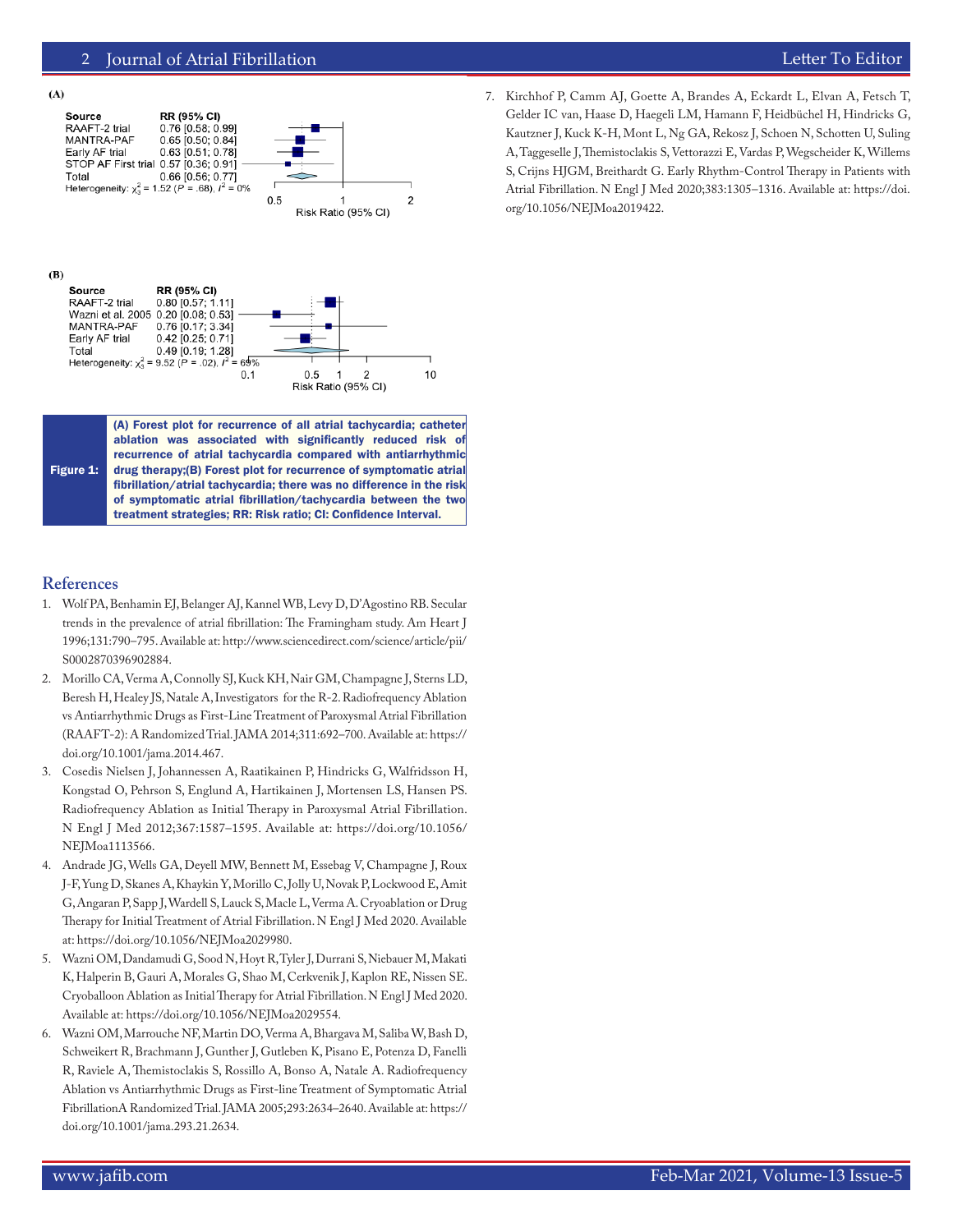(A)

Source RR (95% CI)
RAAFT-2 trial 0.76 [0.58; 0.99]
MANTRA-PAF 0.65 [0.50; 0.84]
Early AF trial 0.63 [0.51; 0.78]
STOP AF First trial 0.57 [0.36; 0.91]
Total 0.66 [0.56; 0.77]
Heterogeneity: $\chi^2_3 = 1.52$ ($P = .68$), $I^2 = 0\%$

0.5 1 2
Risk Ratio (95% CI)

(B)

Source RR (95% CI)
RAAFT-2 trial 0.80 [0.57; 1.11]
Wazni et al. 2005 0.20 [0.08; 0.53]
MANTRA-PAF 0.76 [0.17; 3.34]
Early AF trial 0.42 [0.25; 0.71]
Total 0.49 [0.19; 1.28]
Heterogeneity: $\chi^2_3 = 9.52$ ($P = .02$), $I^2 = 69\%$

0.1 0.5 1 2 10
Risk Ratio (95% CI)

**Figure 1:** (A) Forest plot for recurrence of all atrial tachycardia; catheter ablation was associated with significantly reduced risk of recurrence of atrial tachycardia compared with antiarrhythmic drug therapy;(B) Forest plot for recurrence of symptomatic atrial fibrillation/atrial tachycardia; there was no difference in the risk of symptomatic atrial fibrillation/tachycardia between the two treatment strategies; RR: Risk ratio; CI: Confidence Interval.

## References

1. Wolf PA, Benhamin EJ, Belanger AJ, Kannel WB, Levy D, D'Agostino RB. Secular trends in the prevalence of atrial fibrillation: The Framingham study. Am Heart J 1996;131:790–795. Available at: http://www.sciencedirect.com/science/article/pii/S0002870396902884.
2. Morillo CA, Verma A, Connolly SJ, Kuck KH, Nair GM, Champagne J, Sterns LD, Beresh H, Healey JS, Natale A, Investigators for the R-2. Radiofrequency Ablation vs Antiarrhythmic Drugs as First-Line Treatment of Paroxysmal Atrial Fibrillation (RAAFT-2): A Randomized Trial. JAMA 2014;311:692–700. Available at: https://doi.org/10.1001/jama.2014.467.
3. Cosedis Nielsen J, Johannessen A, Raatikainen P, Hindricks G, Walfridsson H, Kongstad O, Pehrson S, Englund A, Hartikainen J, Mortensen LS, Hansen PS. Radiofrequency Ablation as Initial Therapy in Paroxysmal Atrial Fibrillation. N Engl J Med 2012;367:1587–1595. Available at: https://doi.org/10.1056/NEJMoa1113566.
4. Andrade JG, Wells GA, Deyell MW, Bennett M, Essebag V, Champagne J, Roux J-F, Yung D, Skanes A, Khaykin Y, Morillo C, Jolly U, Novak P, Lockwood E, Amit G, Angaran P, Sapp J, Wardell S, Lauck S, Macle L, Verma A. Cryoablation or Drug Therapy for Initial Treatment of Atrial Fibrillation. N Engl J Med 2020. Available at: https://doi.org/10.1056/NEJMoa2029980.
5. Wazni OM, Dandamudi G, Sood N, Hoyt R, Tyler J, Durrani S, Niebauer M, Makati K, Halperin B, Gauri A, Morales G, Shao M, Cerkvenik J, Kaplon RE, Nissen SE. Cryoballoon Ablation as Initial Therapy for Atrial Fibrillation. N Engl J Med 2020. Available at: https://doi.org/10.1056/NEJMoa2029554.
6. Wazni OM, Marrouche NF, Martin DO, Verma A, Bhargava M, Saliba W, Bash D, Schweikert R, Brachmann J, Gunther J, Gutleben K, Pisano E, Potenza D, Fanelli R, Raviele A, Themistoclakis S, Rossillo A, Bonso A, Natale A. Radiofrequency Ablation vs Antiarrhythmic Drugs as First-line Treatment of Symptomatic Atrial FibrillationA Randomized Trial. JAMA 2005;293:2634–2640. Available at: https://doi.org/10.1001/jama.293.21.2634.
7. Kirchhof P, Camm AJ, Goette A, Brandes A, Eckardt L, Elvan A, Fetsch T, Gelder IC van, Haase D, Haegeli LM, Hamann F, Heidbüchel H, Hindricks G, Kautzner J, Kuck K-H, Mont L, Ng GA, Rekosz J, Schoen N, Schotten U, Suling A, Taggeselle J, Themistoclakis S, Vettorazzi E, Vardas P, Wegscheider K, Willems S, Crijns HJGM, Breithardt G. Early Rhythm-Control Therapy in Patients with Atrial Fibrillation. N Engl J Med 2020;383:1305–1316. Available at: https://doi.org/10.1056/NEJMoa2019422.